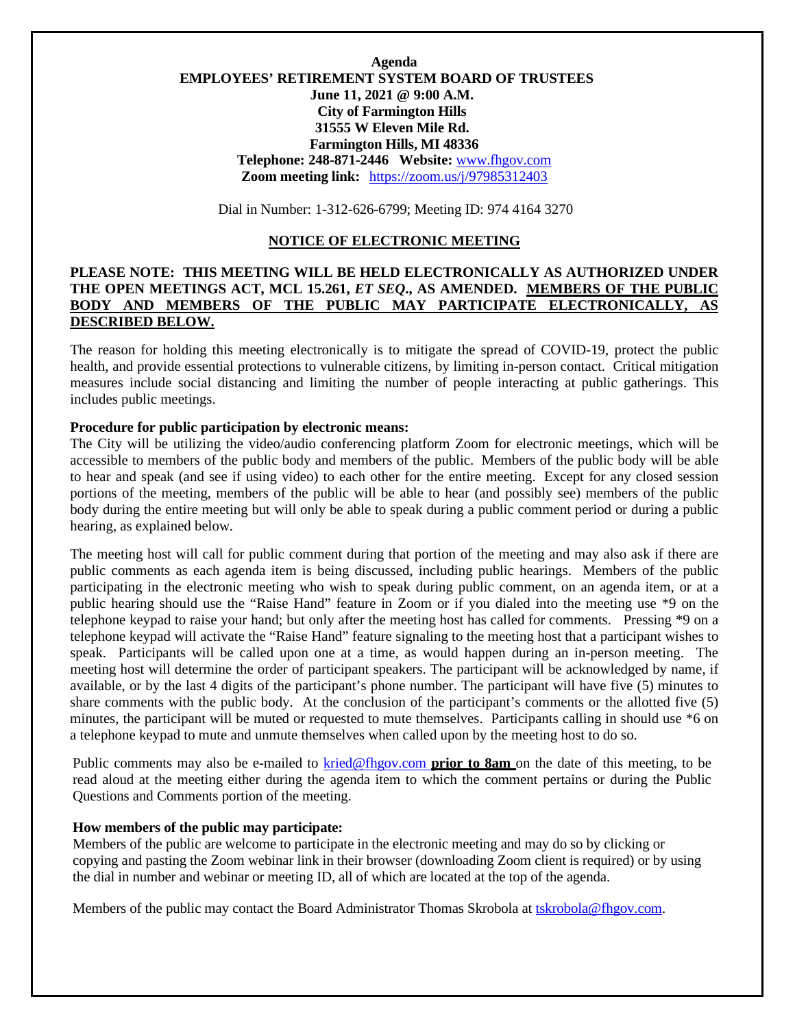**Agenda**
**EMPLOYEES' RETIREMENT SYSTEM BOARD OF TRUSTEES**
**June 11, 2021 @ 9:00 A.M.**
**City of Farmington Hills**
**31555 W Eleven Mile Rd.**
**Farmington Hills, MI 48336**
**Telephone: 248-871-2446 Website:** www.fhgov.com
**Zoom meeting link:** https://zoom.us/j/97985312403

Dial in Number: 1-312-626-6799; Meeting ID: 974 4164 3270

## NOTICE OF ELECTRONIC MEETING

**PLEASE NOTE: THIS MEETING WILL BE HELD ELECTRONICALLY AS AUTHORIZED UNDER THE OPEN MEETINGS ACT, MCL 15.261, *ET SEQ*., AS AMENDED. MEMBERS OF THE PUBLIC BODY AND MEMBERS OF THE PUBLIC MAY PARTICIPATE ELECTRONICALLY, AS DESCRIBED BELOW.**

The reason for holding this meeting electronically is to mitigate the spread of COVID-19, protect the public health, and provide essential protections to vulnerable citizens, by limiting in-person contact. Critical mitigation measures include social distancing and limiting the number of people interacting at public gatherings. This includes public meetings.

**Procedure for public participation by electronic means:**
The City will be utilizing the video/audio conferencing platform Zoom for electronic meetings, which will be accessible to members of the public body and members of the public. Members of the public body will be able to hear and speak (and see if using video) to each other for the entire meeting. Except for any closed session portions of the meeting, members of the public will be able to hear (and possibly see) members of the public body during the entire meeting but will only be able to speak during a public comment period or during a public hearing, as explained below.

The meeting host will call for public comment during that portion of the meeting and may also ask if there are public comments as each agenda item is being discussed, including public hearings. Members of the public participating in the electronic meeting who wish to speak during public comment, on an agenda item, or at a public hearing should use the "Raise Hand" feature in Zoom or if you dialed into the meeting use *9 on the telephone keypad to raise your hand; but only after the meeting host has called for comments. Pressing *9 on a telephone keypad will activate the "Raise Hand" feature signaling to the meeting host that a participant wishes to speak. Participants will be called upon one at a time, as would happen during an in-person meeting. The meeting host will determine the order of participant speakers. The participant will be acknowledged by name, if available, or by the last 4 digits of the participant's phone number. The participant will have five (5) minutes to share comments with the public body. At the conclusion of the participant's comments or the allotted five (5) minutes, the participant will be muted or requested to mute themselves. Participants calling in should use *6 on a telephone keypad to mute and unmute themselves when called upon by the meeting host to do so.

Public comments may also be e-mailed to kried@fhgov.com **prior to 8am** on the date of this meeting, to be read aloud at the meeting either during the agenda item to which the comment pertains or during the Public Questions and Comments portion of the meeting.

**How members of the public may participate:**
Members of the public are welcome to participate in the electronic meeting and may do so by clicking or copying and pasting the Zoom webinar link in their browser (downloading Zoom client is required) or by using the dial in number and webinar or meeting ID, all of which are located at the top of the agenda.

Members of the public may contact the Board Administrator Thomas Skrobola at tskrobola@fhgov.com.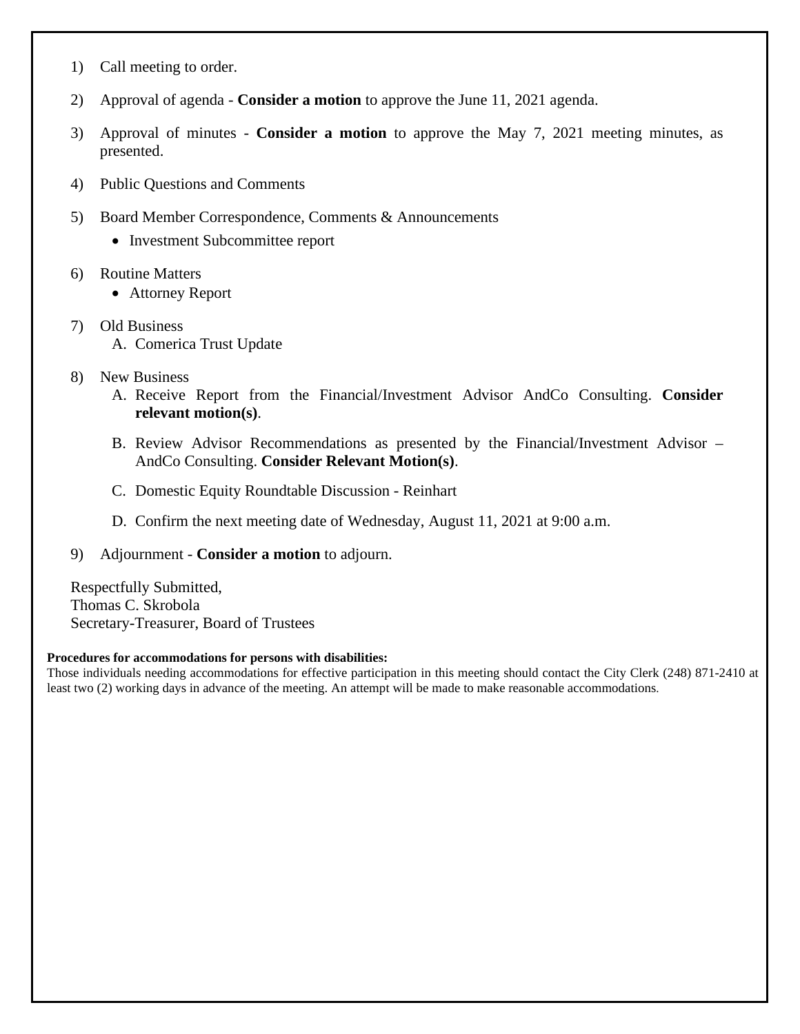1) Call meeting to order.

2) Approval of agenda - **Consider a motion** to approve the June 11, 2021 agenda.

3) Approval of minutes - **Consider a motion** to approve the May 7, 2021 meeting minutes, as presented.

4) Public Questions and Comments

5) Board Member Correspondence, Comments & Announcements
   - Investment Subcommittee report

6) Routine Matters
   - Attorney Report

7) Old Business
   A. Comerica Trust Update

8) New Business
   A. Receive Report from the Financial/Investment Advisor AndCo Consulting. **Consider relevant motion(s)**.

   B. Review Advisor Recommendations as presented by the Financial/Investment Advisor – AndCo Consulting. **Consider Relevant Motion(s)**.

   C. Domestic Equity Roundtable Discussion - Reinhart

   D. Confirm the next meeting date of Wednesday, August 11, 2021 at 9:00 a.m.

9) Adjournment - **Consider a motion** to adjourn.

Respectfully Submitted,
Thomas C. Skrobola
Secretary-Treasurer, Board of Trustees

**Procedures for accommodations for persons with disabilities:**
Those individuals needing accommodations for effective participation in this meeting should contact the City Clerk (248) 871-2410 at least two (2) working days in advance of the meeting. An attempt will be made to make reasonable accommodations.